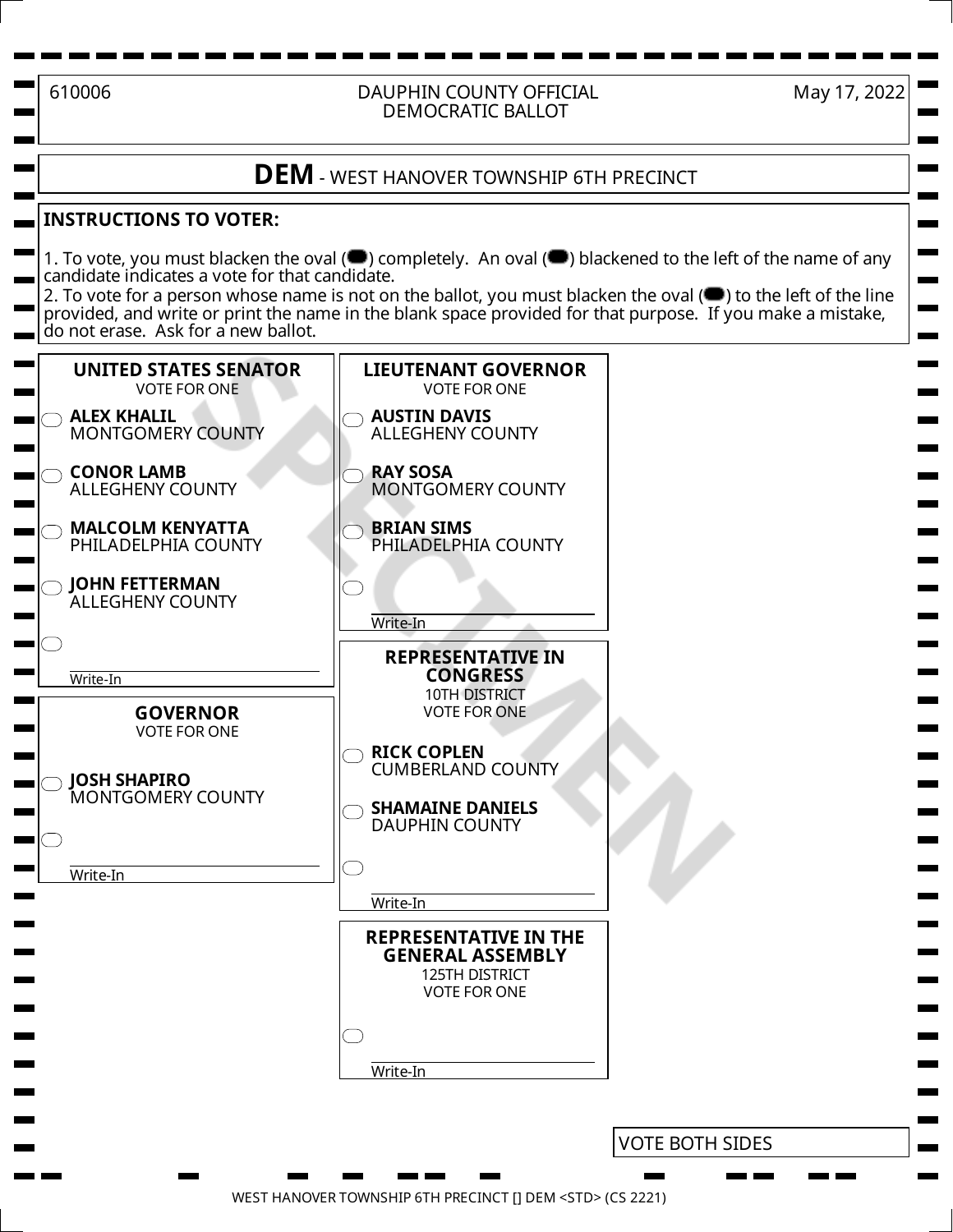610006

DAUPHIN COUNTY OFFICIAL
DEMOCRATIC BALLOT

May 17, 2022

# DEM - WEST HANOVER TOWNSHIP 6TH PRECINCT

**INSTRUCTIONS TO VOTER:**

1. To vote, you must blacken the oval (⬬) completely. An oval (⬬) blackened to the left of the name of any candidate indicates a vote for that candidate.
2. To vote for a person whose name is not on the ballot, you must blacken the oval (⬬) to the left of the line provided, and write or print the name in the blank space provided for that purpose. If you make a mistake, do not erase. Ask for a new ballot.

## UNITED STATES SENATOR
VOTE FOR ONE

- ⬭ **ALEX KHALIL**
  MONTGOMERY COUNTY
- ⬭ **CONOR LAMB**
  ALLEGHENY COUNTY
- ⬭ **MALCOLM KENYATTA**
  PHILADELPHIA COUNTY
- ⬭ **JOHN FETTERMAN**
  ALLEGHENY COUNTY
- ⬭ ____________________
  Write-In

## GOVERNOR
VOTE FOR ONE

- ⬭ **JOSH SHAPIRO**
  MONTGOMERY COUNTY
- ⬭ ____________________
  Write-In

## LIEUTENANT GOVERNOR
VOTE FOR ONE

- ⬭ **AUSTIN DAVIS**
  ALLEGHENY COUNTY
- ⬭ **RAY SOSA**
  MONTGOMERY COUNTY
- ⬭ **BRIAN SIMS**
  PHILADELPHIA COUNTY
- ⬭ ____________________
  Write-In

## REPRESENTATIVE IN CONGRESS
10TH DISTRICT
VOTE FOR ONE

- ⬭ **RICK COPLEN**
  CUMBERLAND COUNTY
- ⬭ **SHAMAINE DANIELS**
  DAUPHIN COUNTY
- ⬭ ____________________
  Write-In

## REPRESENTATIVE IN THE GENERAL ASSEMBLY
125TH DISTRICT
VOTE FOR ONE

- ⬭ ____________________
  Write-In

VOTE BOTH SIDES

WEST HANOVER TOWNSHIP 6TH PRECINCT [] DEM <STD> (CS 2221)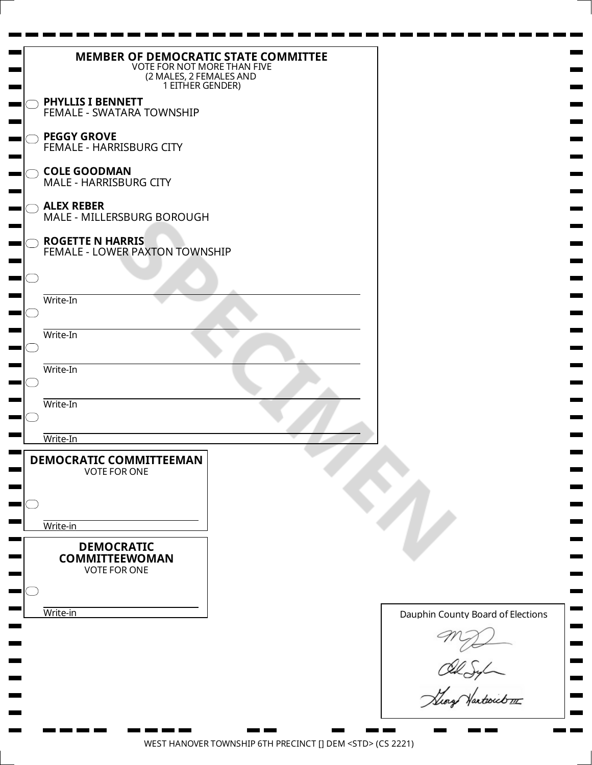## MEMBER OF DEMOCRATIC STATE COMMITTEE

VOTE FOR NOT MORE THAN FIVE
(2 MALES, 2 FEMALES AND
1 EITHER GENDER)

- **PHYLLIS I BENNETT**
  FEMALE - SWATARA TOWNSHIP
- **PEGGY GROVE**
  FEMALE - HARRISBURG CITY
- **COLE GOODMAN**
  MALE - HARRISBURG CITY
- **ALEX REBER**
  MALE - MILLERSBURG BOROUGH
- **ROGETTE N HARRIS**
  FEMALE - LOWER PAXTON TOWNSHIP
- Write-In
- Write-In
- Write-In
- Write-In
- Write-In

SPECIMEN

## DEMOCRATIC COMMITTEEMAN

VOTE FOR ONE

- Write-in

## DEMOCRATIC COMMITTEEWOMAN

VOTE FOR ONE

- Write-in

Dauphin County Board of Elections

WEST HANOVER TOWNSHIP 6TH PRECINCT [] DEM <STD> (CS 2221)